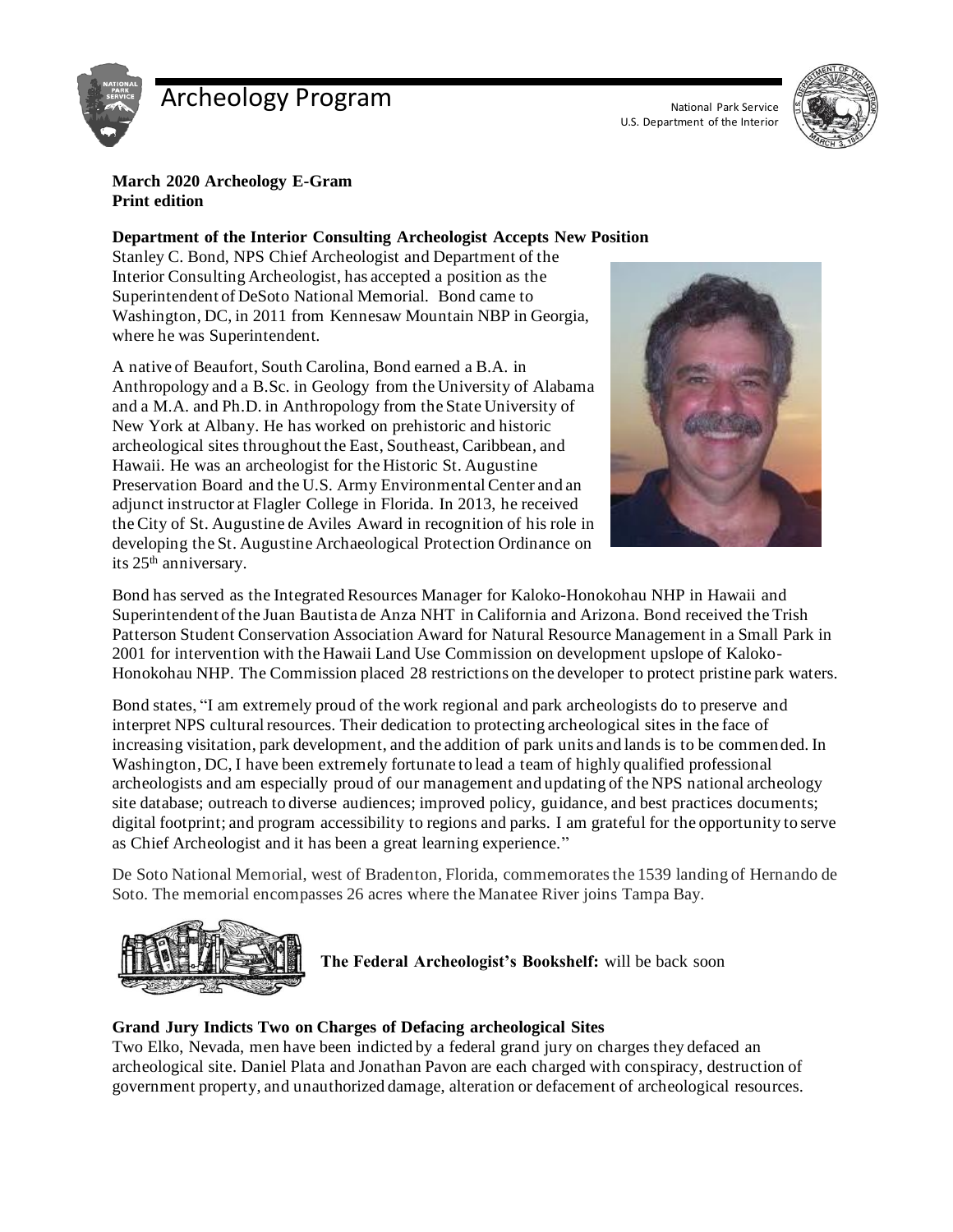# Archeology Program

National Park Service
U.S. Department of the Interior

**March 2020 Archeology E-Gram**
**Print edition**

## Department of the Interior Consulting Archeologist Accepts New Position

Stanley C. Bond, NPS Chief Archeologist and Department of the Interior Consulting Archeologist, has accepted a position as the Superintendent of DeSoto National Memorial. Bond came to Washington, DC, in 2011 from Kennesaw Mountain NBP in Georgia, where he was Superintendent.

A native of Beaufort, South Carolina, Bond earned a B.A. in Anthropology and a B.Sc. in Geology from the University of Alabama and a M.A. and Ph.D. in Anthropology from the State University of New York at Albany. He has worked on prehistoric and historic archeological sites throughout the East, Southeast, Caribbean, and Hawaii. He was an archeologist for the Historic St. Augustine Preservation Board and the U.S. Army Environmental Center and an adjunct instructor at Flagler College in Florida. In 2013, he received the City of St. Augustine de Aviles Award in recognition of his role in developing the St. Augustine Archaeological Protection Ordinance on its 25th anniversary.

Bond has served as the Integrated Resources Manager for Kaloko-Honokohau NHP in Hawaii and Superintendent of the Juan Bautista de Anza NHT in California and Arizona. Bond received the Trish Patterson Student Conservation Association Award for Natural Resource Management in a Small Park in 2001 for intervention with the Hawaii Land Use Commission on development upslope of Kaloko-Honokohau NHP. The Commission placed 28 restrictions on the developer to protect pristine park waters.

Bond states, "I am extremely proud of the work regional and park archeologists do to preserve and interpret NPS cultural resources. Their dedication to protecting archeological sites in the face of increasing visitation, park development, and the addition of park units and lands is to be commended. In Washington, DC, I have been extremely fortunate to lead a team of highly qualified professional archeologists and am especially proud of our management and updating of the NPS national archeology site database; outreach to diverse audiences; improved policy, guidance, and best practices documents; digital footprint; and program accessibility to regions and parks. I am grateful for the opportunity to serve as Chief Archeologist and it has been a great learning experience."

De Soto National Memorial, west of Bradenton, Florida, commemorates the 1539 landing of Hernando de Soto. The memorial encompasses 26 acres where the Manatee River joins Tampa Bay.

**The Federal Archeologist's Bookshelf:** will be back soon

## Grand Jury Indicts Two on Charges of Defacing archeological Sites

Two Elko, Nevada, men have been indicted by a federal grand jury on charges they defaced an archeological site. Daniel Plata and Jonathan Pavon are each charged with conspiracy, destruction of government property, and unauthorized damage, alteration or defacement of archeological resources.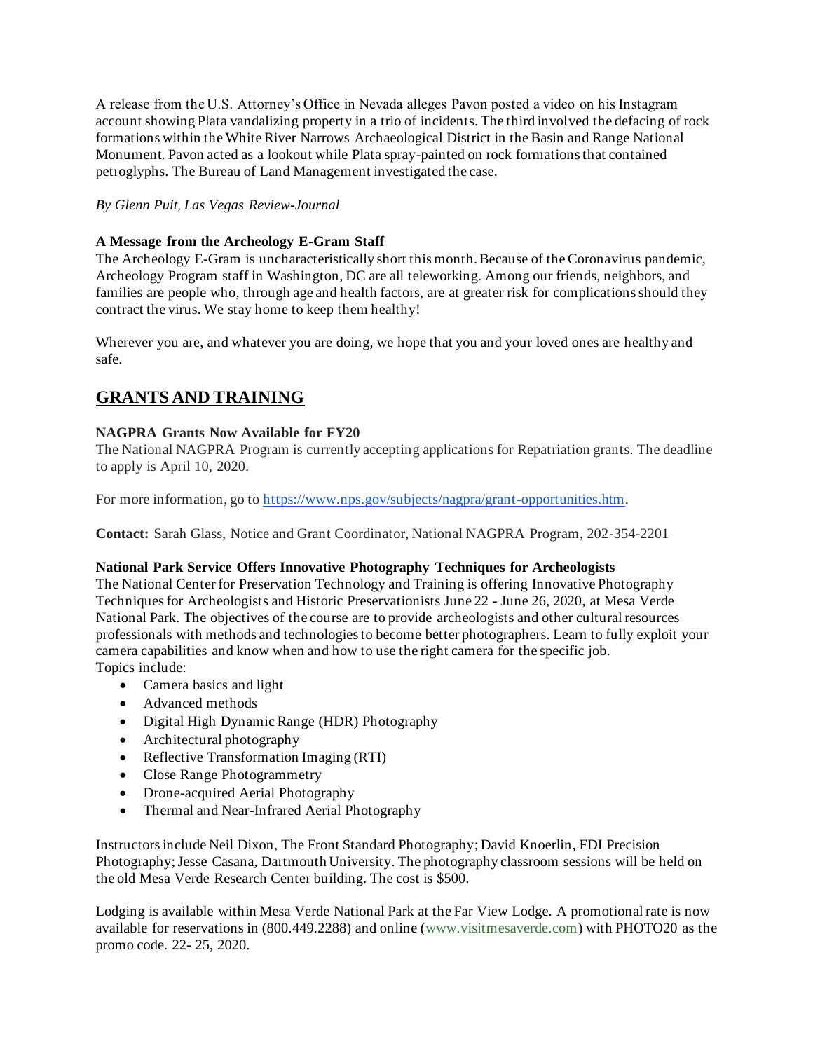A release from the U.S. Attorney's Office in Nevada alleges Pavon posted a video on his Instagram account showing Plata vandalizing property in a trio of incidents. The third involved the defacing of rock formations within the White River Narrows Archaeological District in the Basin and Range National Monument. Pavon acted as a lookout while Plata spray-painted on rock formations that contained petroglyphs. The Bureau of Land Management investigated the case.

*By Glenn Puit, Las Vegas Review-Journal*

**A Message from the Archeology E-Gram Staff**

The Archeology E-Gram is uncharacteristically short this month. Because of the Coronavirus pandemic, Archeology Program staff in Washington, DC are all teleworking. Among our friends, neighbors, and families are people who, through age and health factors, are at greater risk for complications should they contract the virus. We stay home to keep them healthy!

Wherever you are, and whatever you are doing, we hope that you and your loved ones are healthy and safe.

## GRANTS AND TRAINING

**NAGPRA Grants Now Available for FY20**

The National NAGPRA Program is currently accepting applications for Repatriation grants. The deadline to apply is April 10, 2020.

For more information, go to https://www.nps.gov/subjects/nagpra/grant-opportunities.htm.

**Contact:** Sarah Glass, Notice and Grant Coordinator, National NAGPRA Program, 202-354-2201

**National Park Service Offers Innovative Photography Techniques for Archeologists**

The National Center for Preservation Technology and Training is offering Innovative Photography Techniques for Archeologists and Historic Preservationists June 22 - June 26, 2020, at Mesa Verde National Park. The objectives of the course are to provide archeologists and other cultural resources professionals with methods and technologies to become better photographers. Learn to fully exploit your camera capabilities and know when and how to use the right camera for the specific job.

Topics include:

- Camera basics and light
- Advanced methods
- Digital High Dynamic Range (HDR) Photography
- Architectural photography
- Reflective Transformation Imaging (RTI)
- Close Range Photogrammetry
- Drone-acquired Aerial Photography
- Thermal and Near-Infrared Aerial Photography

Instructors include Neil Dixon, The Front Standard Photography; David Knoerlin, FDI Precision Photography; Jesse Casana, Dartmouth University. The photography classroom sessions will be held on the old Mesa Verde Research Center building. The cost is $500.

Lodging is available within Mesa Verde National Park at the Far View Lodge. A promotional rate is now available for reservations in (800.449.2288) and online (www.visitmesaverde.com) with PHOTO20 as the promo code. 22- 25, 2020.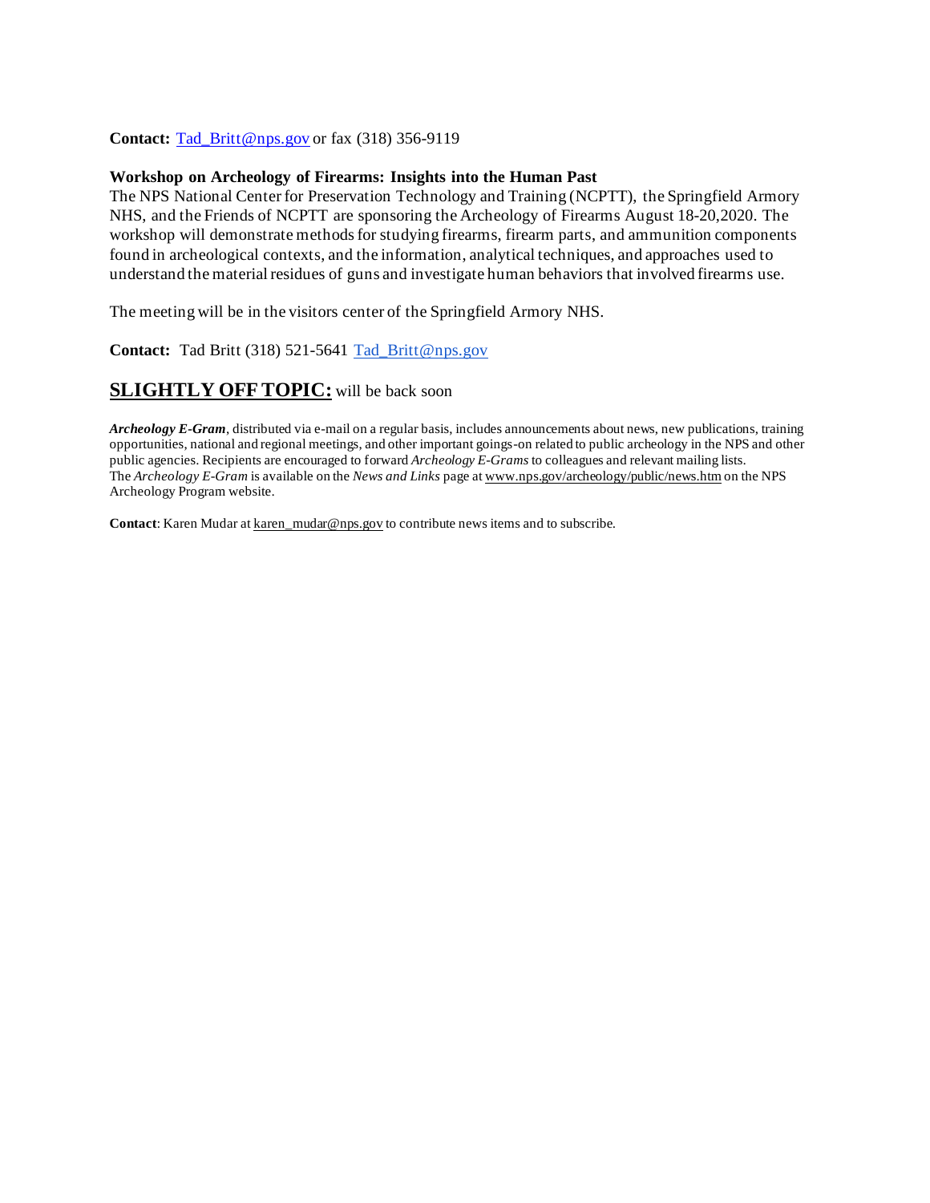**Contact:** Tad_Britt@nps.gov or fax (318) 356-9119

**Workshop on Archeology of Firearms: Insights into the Human Past**

The NPS National Center for Preservation Technology and Training (NCPTT), the Springfield Armory NHS, and the Friends of NCPTT are sponsoring the Archeology of Firearms August 18-20,2020. The workshop will demonstrate methods for studying firearms, firearm parts, and ammunition components found in archeological contexts, and the information, analytical techniques, and approaches used to understand the material residues of guns and investigate human behaviors that involved firearms use.

The meeting will be in the visitors center of the Springfield Armory NHS.

**Contact:** Tad Britt (318) 521-5641 Tad_Britt@nps.gov

## SLIGHTLY OFF TOPIC: will be back soon

***Archeology E-Gram***, distributed via e-mail on a regular basis, includes announcements about news, new publications, training opportunities, national and regional meetings, and other important goings-on related to public archeology in the NPS and other public agencies. Recipients are encouraged to forward *Archeology E-Grams* to colleagues and relevant mailing lists. The *Archeology E-Gram* is available on the *News and Links* page at www.nps.gov/archeology/public/news.htm on the NPS Archeology Program website.

**Contact**: Karen Mudar at karen_mudar@nps.gov to contribute news items and to subscribe.